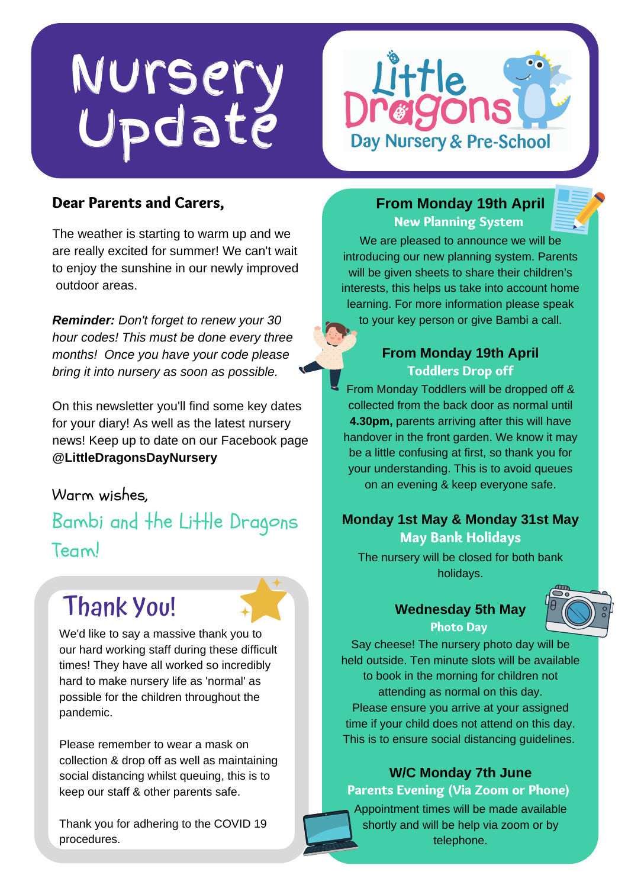# Nursery Update

**Little Dragons**
Day Nursery & Pre-School

**Dear Parents and Carers,**

The weather is starting to warm up and we are really excited for summer! We can't wait to enjoy the sunshine in our newly improved outdoor areas.

***Reminder:*** *Don't forget to renew your 30 hour codes! This must be done every three months! Once you have your code please bring it into nursery as soon as possible.*

On this newsletter you'll find some key dates for your diary! As well as the latest nursery news! Keep up to date on our Facebook page **@LittleDragonsDayNursery**

Warm wishes,

Bambi and the Little Dragons Team!

## Thank You!

We'd like to say a massive thank you to our hard working staff during these difficult times! They have all worked so incredibly hard to make nursery life as 'normal' as possible for the children throughout the pandemic.

Please remember to wear a mask on collection & drop off as well as maintaining social distancing whilst queuing, this is to keep our staff & other parents safe.

Thank you for adhering to the COVID 19 procedures.

### From Monday 19th April
**New Planning System**

We are pleased to announce we will be introducing our new planning system. Parents will be given sheets to share their children's interests, this helps us take into account home learning. For more information please speak to your key person or give Bambi a call.

### From Monday 19th April
**Toddlers Drop off**

From Monday Toddlers will be dropped off & collected from the back door as normal until **4.30pm,** parents arriving after this will have handover in the front garden. We know it may be a little confusing at first, so thank you for your understanding. This is to avoid queues on an evening & keep everyone safe.

### Monday 1st May & Monday 31st May
**May Bank Holidays**

The nursery will be closed for both bank holidays.

### Wednesday 5th May
**Photo Day**

Say cheese! The nursery photo day will be held outside. Ten minute slots will be available to book in the morning for children not attending as normal on this day. Please ensure you arrive at your assigned time if your child does not attend on this day. This is to ensure social distancing guidelines.

### W/C Monday 7th June
**Parents Evening (Via Zoom or Phone)**

Appointment times will be made available shortly and will be help via zoom or by telephone.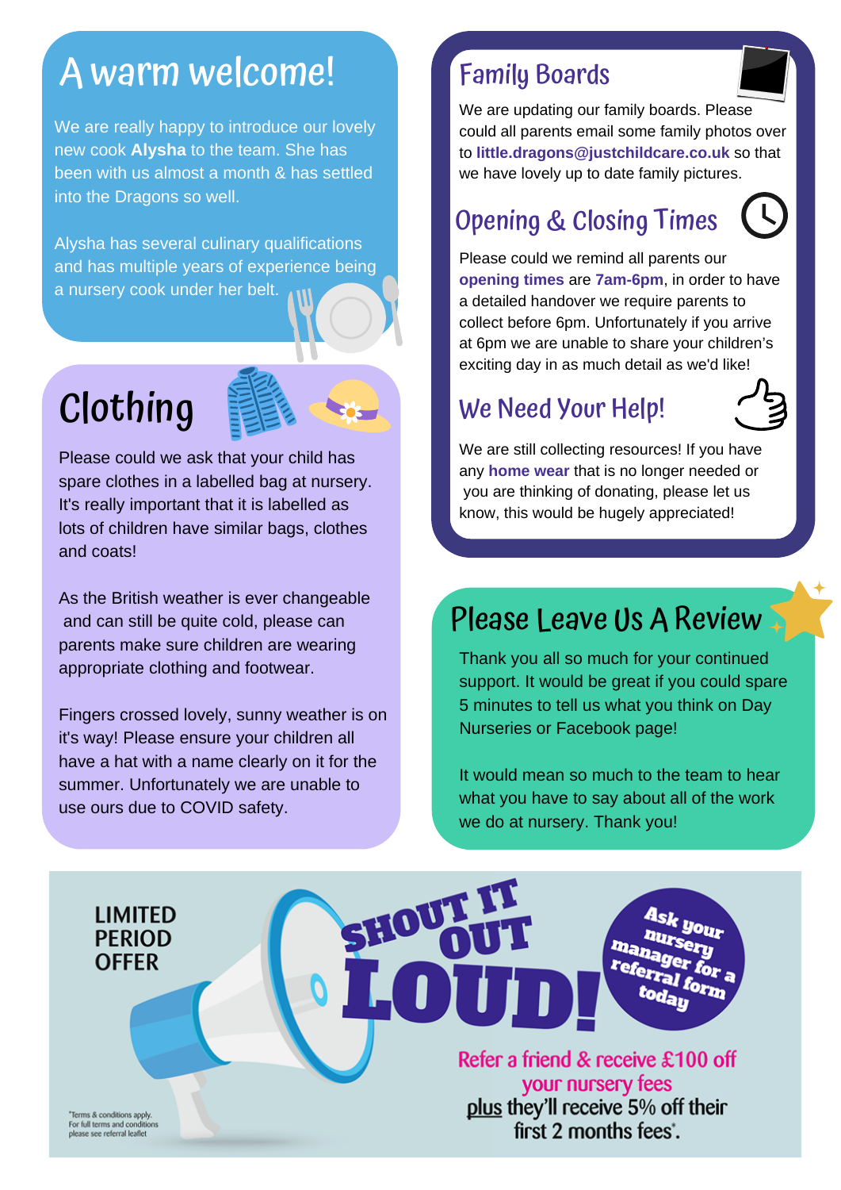# A warm welcome!

We are really happy to introduce our lovely new cook **Alysha** to the team. She has been with us almost a month & has settled into the Dragons so well.

Alysha has several culinary qualifications and has multiple years of experience being a nursery cook under her belt.

# Clothing

Please could we ask that your child has spare clothes in a labelled bag at nursery. It's really important that it is labelled as lots of children have similar bags, clothes and coats!

As the British weather is ever changeable and can still be quite cold, please can parents make sure children are wearing appropriate clothing and footwear.

Fingers crossed lovely, sunny weather is on it's way! Please ensure your children all have a hat with a name clearly on it for the summer. Unfortunately we are unable to use ours due to COVID safety.

## Family Boards

We are updating our family boards. Please could all parents email some family photos over to **little.dragons@justchildcare.co.uk** so that we have lovely up to date family pictures.

## Opening & Closing Times

Please could we remind all parents our **opening times** are **7am-6pm**, in order to have a detailed handover we require parents to collect before 6pm. Unfortunately if you arrive at 6pm we are unable to share your children's exciting day in as much detail as we'd like!

## We Need Your Help!

We are still collecting resources! If you have any **home wear** that is no longer needed or you are thinking of donating, please let us know, this would be hugely appreciated!

# Please Leave Us A Review

Thank you all so much for your continued support. It would be great if you could spare 5 minutes to tell us what you think on Day Nurseries or Facebook page!

It would mean so much to the team to hear what you have to say about all of the work we do at nursery. Thank you!

LIMITED PERIOD OFFER

SHOUT IT OUT LOUD!

Ask your nursery manager for a referral form today

Refer a friend & receive £100 off your nursery fees
plus they'll receive 5% off their first 2 months fees*.

*Terms & conditions apply. For full terms and conditions please see referral leaflet